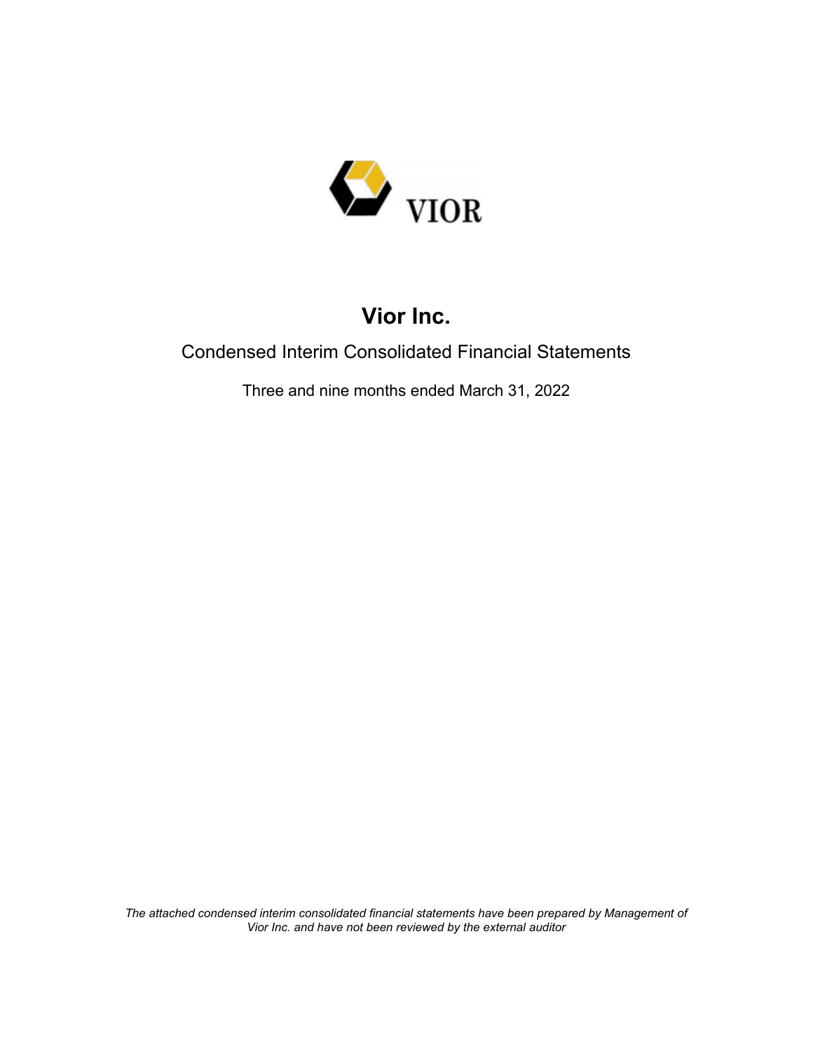VIOR

# Vior Inc.

## Condensed Interim Consolidated Financial Statements

Three and nine months ended March 31, 2022

*The attached condensed interim consolidated financial statements have been prepared by Management of Vior Inc. and have not been reviewed by the external auditor*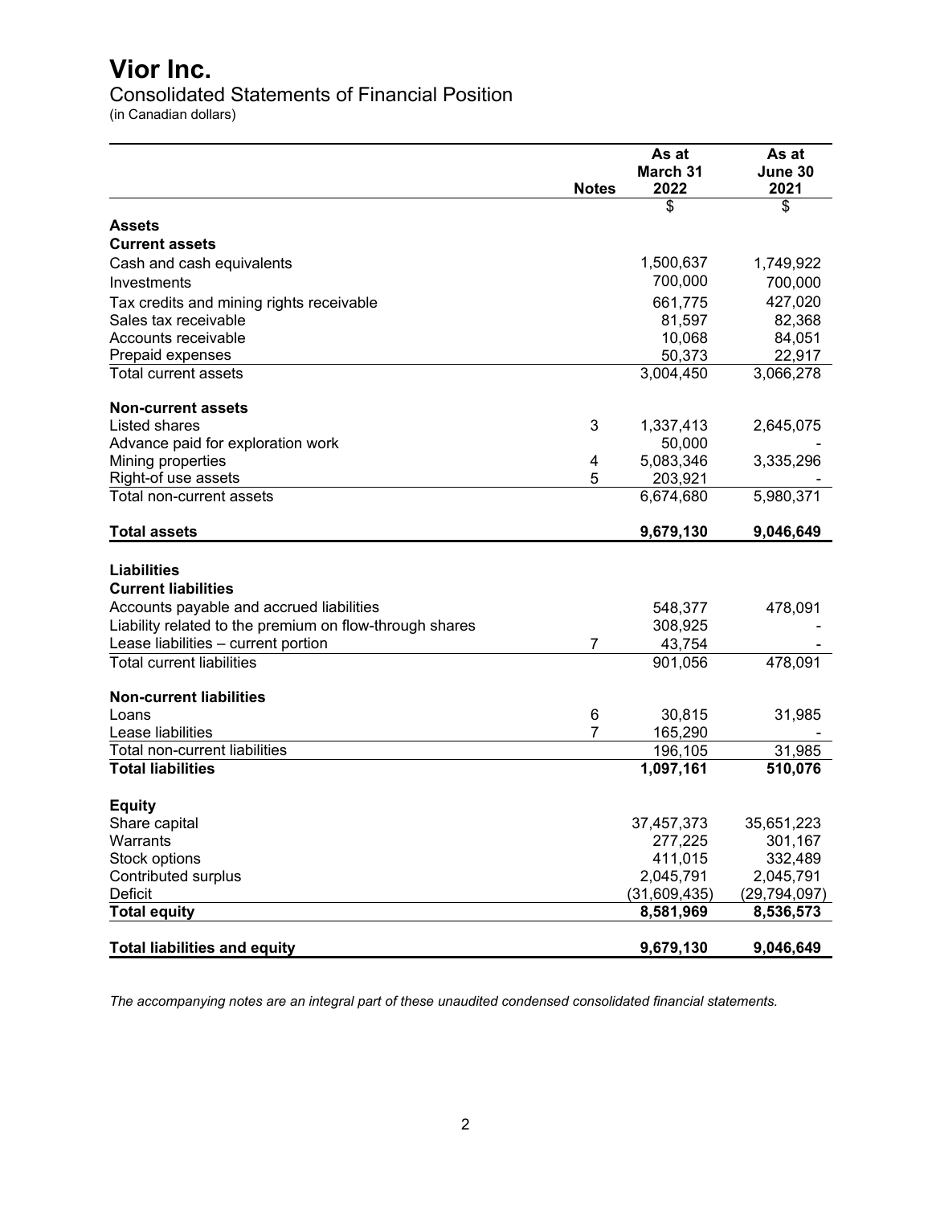# Vior Inc.

## Consolidated Statements of Financial Position

(in Canadian dollars)

| | Notes | As at March 31 2022 | As at June 30 2021 |
|---|---|---|---|
| | | $ | $ |
| **Assets** | | | |
| **Current assets** | | | |
| Cash and cash equivalents | | 1,500,637 | 1,749,922 |
| Investments | | 700,000 | 700,000 |
| Tax credits and mining rights receivable | | 661,775 | 427,020 |
| Sales tax receivable | | 81,597 | 82,368 |
| Accounts receivable | | 10,068 | 84,051 |
| Prepaid expenses | | 50,373 | 22,917 |
| Total current assets | | 3,004,450 | 3,066,278 |
| **Non-current assets** | | | |
| Listed shares | 3 | 1,337,413 | 2,645,075 |
| Advance paid for exploration work | | 50,000 | - |
| Mining properties | 4 | 5,083,346 | 3,335,296 |
| Right-of use assets | 5 | 203,921 | - |
| Total non-current assets | | 6,674,680 | 5,980,371 |
| **Total assets** | | **9,679,130** | **9,046,649** |
| **Liabilities** | | | |
| **Current liabilities** | | | |
| Accounts payable and accrued liabilities | | 548,377 | 478,091 |
| Liability related to the premium on flow-through shares | | 308,925 | - |
| Lease liabilities – current portion | 7 | 43,754 | - |
| Total current liabilities | | 901,056 | 478,091 |
| **Non-current liabilities** | | | |
| Loans | 6 | 30,815 | 31,985 |
| Lease liabilities | 7 | 165,290 | - |
| Total non-current liabilities | | 196,105 | 31,985 |
| **Total liabilities** | | **1,097,161** | **510,076** |
| **Equity** | | | |
| Share capital | | 37,457,373 | 35,651,223 |
| Warrants | | 277,225 | 301,167 |
| Stock options | | 411,015 | 332,489 |
| Contributed surplus | | 2,045,791 | 2,045,791 |
| Deficit | | (31,609,435) | (29,794,097) |
| **Total equity** | | **8,581,969** | **8,536,573** |
| **Total liabilities and equity** | | **9,679,130** | **9,046,649** |

*The accompanying notes are an integral part of these unaudited condensed consolidated financial statements.*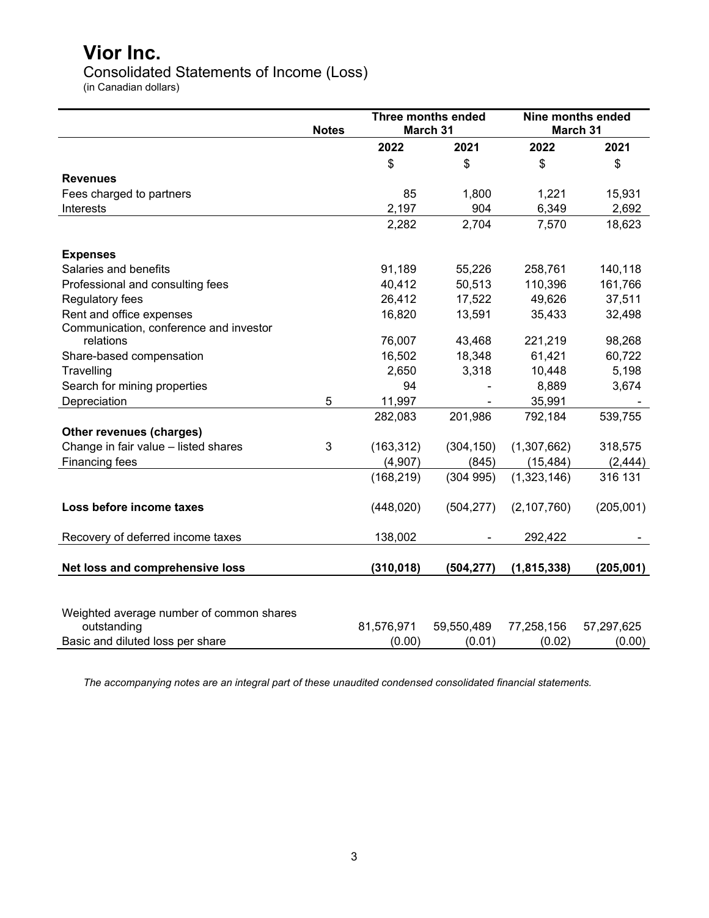# Vior Inc.

Consolidated Statements of Income (Loss)

(in Canadian dollars)

| | Notes | Three months ended March 31 | | Nine months ended March 31 | |
|---|---|---|---|---|---|
| | | 2022 | 2021 | 2022 | 2021 |
| | | $ | $ | $ | $ |
| **Revenues** | | | | | |
| Fees charged to partners | | 85 | 1,800 | 1,221 | 15,931 |
| Interests | | 2,197 | 904 | 6,349 | 2,692 |
| | | 2,282 | 2,704 | 7,570 | 18,623 |
| **Expenses** | | | | | |
| Salaries and benefits | | 91,189 | 55,226 | 258,761 | 140,118 |
| Professional and consulting fees | | 40,412 | 50,513 | 110,396 | 161,766 |
| Regulatory fees | | 26,412 | 17,522 | 49,626 | 37,511 |
| Rent and office expenses | | 16,820 | 13,591 | 35,433 | 32,498 |
| Communication, conference and investor relations | | 76,007 | 43,468 | 221,219 | 98,268 |
| Share-based compensation | | 16,502 | 18,348 | 61,421 | 60,722 |
| Travelling | | 2,650 | 3,318 | 10,448 | 5,198 |
| Search for mining properties | | 94 | - | 8,889 | 3,674 |
| Depreciation | 5 | 11,997 | - | 35,991 | - |
| | | 282,083 | 201,986 | 792,184 | 539,755 |
| **Other revenues (charges)** | | | | | |
| Change in fair value – listed shares | 3 | (163,312) | (304,150) | (1,307,662) | 318,575 |
| Financing fees | | (4,907) | (845) | (15,484) | (2,444) |
| | | (168,219) | (304 995) | (1,323,146) | 316 131 |
| **Loss before income taxes** | | (448,020) | (504,277) | (2,107,760) | (205,001) |
| Recovery of deferred income taxes | | 138,002 | - | 292,422 | - |
| **Net loss and comprehensive loss** | | **(310,018)** | **(504,277)** | **(1,815,338)** | **(205,001)** |
| Weighted average number of common shares outstanding | | 81,576,971 | 59,550,489 | 77,258,156 | 57,297,625 |
| Basic and diluted loss per share | | (0.00) | (0.01) | (0.02) | (0.00) |

*The accompanying notes are an integral part of these unaudited condensed consolidated financial statements.*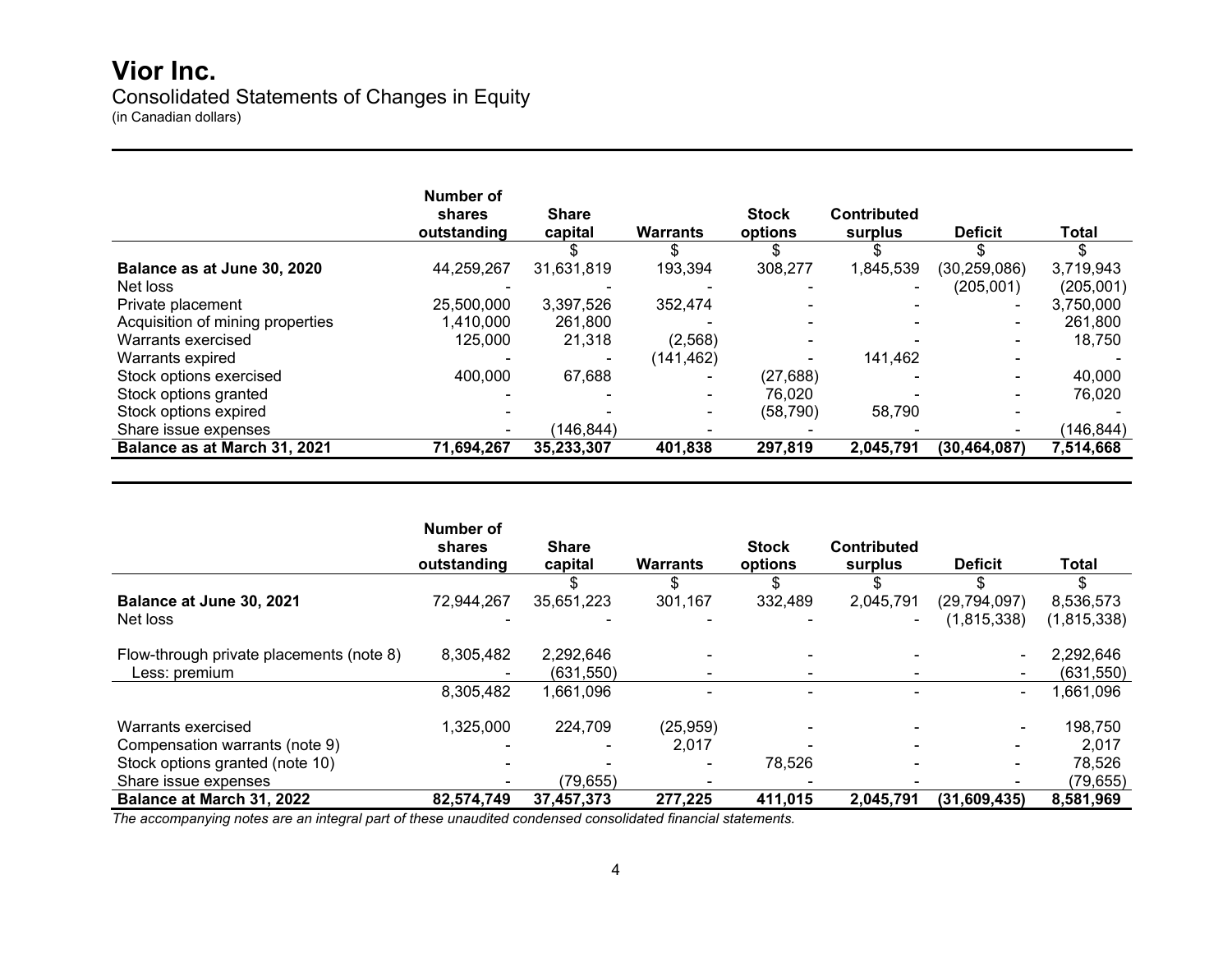# Vior Inc.

Consolidated Statements of Changes in Equity
(in Canadian dollars)

| | Number of shares outstanding | Share capital | Warrants | Stock options | Contributed surplus | Deficit | Total |
|---|---|---|---|---|---|---|---|
| | | $ | $ | $ | $ | $ | $ |
| **Balance as at June 30, 2020** | 44,259,267 | 31,631,819 | 193,394 | 308,277 | 1,845,539 | (30,259,086) | 3,719,943 |
| Net loss | - | - | - | - | - | (205,001) | (205,001) |
| Private placement | 25,500,000 | 3,397,526 | 352,474 | - | - | - | 3,750,000 |
| Acquisition of mining properties | 1,410,000 | 261,800 | - | - | - | - | 261,800 |
| Warrants exercised | 125,000 | 21,318 | (2,568) | - | - | - | 18,750 |
| Warrants expired | - | - | (141,462) | - | 141,462 | - | - |
| Stock options exercised | 400,000 | 67,688 | - | (27,688) | - | - | 40,000 |
| Stock options granted | - | - | - | 76,020 | - | - | 76,020 |
| Stock options expired | - | - | - | (58,790) | 58,790 | - | - |
| Share issue expenses | - | (146,844) | - | - | - | - | (146,844) |
| **Balance as at March 31, 2021** | **71,694,267** | **35,233,307** | **401,838** | **297,819** | **2,045,791** | **(30,464,087)** | **7,514,668** |

| | Number of shares outstanding | Share capital | Warrants | Stock options | Contributed surplus | Deficit | Total |
|---|---|---|---|---|---|---|---|
| | | $ | $ | $ | $ | $ | $ |
| **Balance at June 30, 2021** | 72,944,267 | 35,651,223 | 301,167 | 332,489 | 2,045,791 | (29,794,097) | 8,536,573 |
| Net loss | - | - | - | - | - | (1,815,338) | (1,815,338) |
| Flow-through private placements (note 8) | 8,305,482 | 2,292,646 | - | - | - | - | 2,292,646 |
| Less: premium | - | (631,550) | - | - | - | - | (631,550) |
| | 8,305,482 | 1,661,096 | - | - | - | - | 1,661,096 |
| Warrants exercised | 1,325,000 | 224,709 | (25,959) | - | - | - | 198,750 |
| Compensation warrants (note 9) | - | - | 2,017 | - | - | - | 2,017 |
| Stock options granted (note 10) | - | - | - | 78,526 | - | - | 78,526 |
| Share issue expenses | - | (79,655) | - | - | - | - | (79,655) |
| **Balance at March 31, 2022** | **82,574,749** | **37,457,373** | **277,225** | **411,015** | **2,045,791** | **(31,609,435)** | **8,581,969** |

*The accompanying notes are an integral part of these unaudited condensed consolidated financial statements.*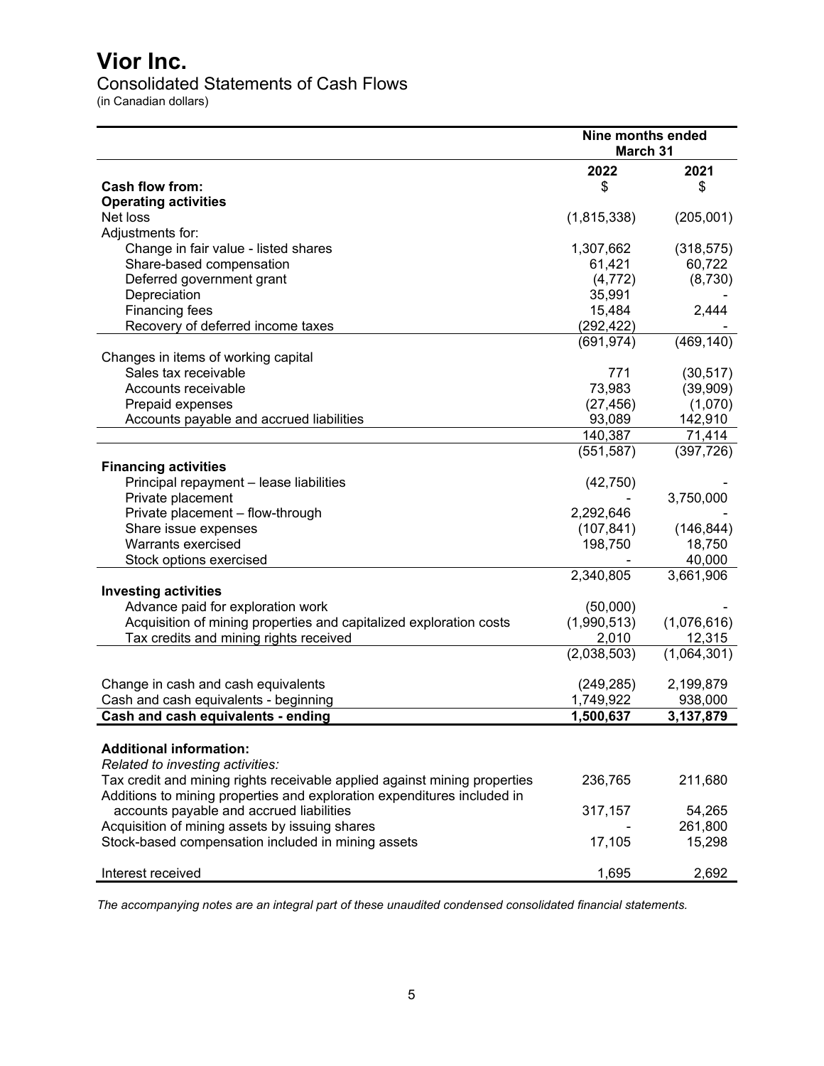# Vior Inc.

## Consolidated Statements of Cash Flows

(in Canadian dollars)

| | Nine months ended March 31 | |
|---|---|---|
| | **2022** | **2021** |
| **Cash flow from:** | $ | $ |
| **Operating activities** | | |
| Net loss | (1,815,338) | (205,001) |
| Adjustments for: | | |
| Change in fair value - listed shares | 1,307,662 | (318,575) |
| Share-based compensation | 61,421 | 60,722 |
| Deferred government grant | (4,772) | (8,730) |
| Depreciation | 35,991 | - |
| Financing fees | 15,484 | 2,444 |
| Recovery of deferred income taxes | (292,422) | - |
| | (691,974) | (469,140) |
| Changes in items of working capital | | |
| Sales tax receivable | 771 | (30,517) |
| Accounts receivable | 73,983 | (39,909) |
| Prepaid expenses | (27,456) | (1,070) |
| Accounts payable and accrued liabilities | 93,089 | 142,910 |
| | 140,387 | 71,414 |
| | (551,587) | (397,726) |
| **Financing activities** | | |
| Principal repayment – lease liabilities | (42,750) | - |
| Private placement | - | 3,750,000 |
| Private placement – flow-through | 2,292,646 | - |
| Share issue expenses | (107,841) | (146,844) |
| Warrants exercised | 198,750 | 18,750 |
| Stock options exercised | - | 40,000 |
| | 2,340,805 | 3,661,906 |
| **Investing activities** | | |
| Advance paid for exploration work | (50,000) | - |
| Acquisition of mining properties and capitalized exploration costs | (1,990,513) | (1,076,616) |
| Tax credits and mining rights received | 2,010 | 12,315 |
| | (2,038,503) | (1,064,301) |
| Change in cash and cash equivalents | (249,285) | 2,199,879 |
| Cash and cash equivalents - beginning | 1,749,922 | 938,000 |
| **Cash and cash equivalents - ending** | **1,500,637** | **3,137,879** |
| **Additional information:** | | |
| *Related to investing activities:* | | |
| Tax credit and mining rights receivable applied against mining properties | 236,765 | 211,680 |
| Additions to mining properties and exploration expenditures included in accounts payable and accrued liabilities | 317,157 | 54,265 |
| Acquisition of mining assets by issuing shares | - | 261,800 |
| Stock-based compensation included in mining assets | 17,105 | 15,298 |
| Interest received | 1,695 | 2,692 |

*The accompanying notes are an integral part of these unaudited condensed consolidated financial statements.*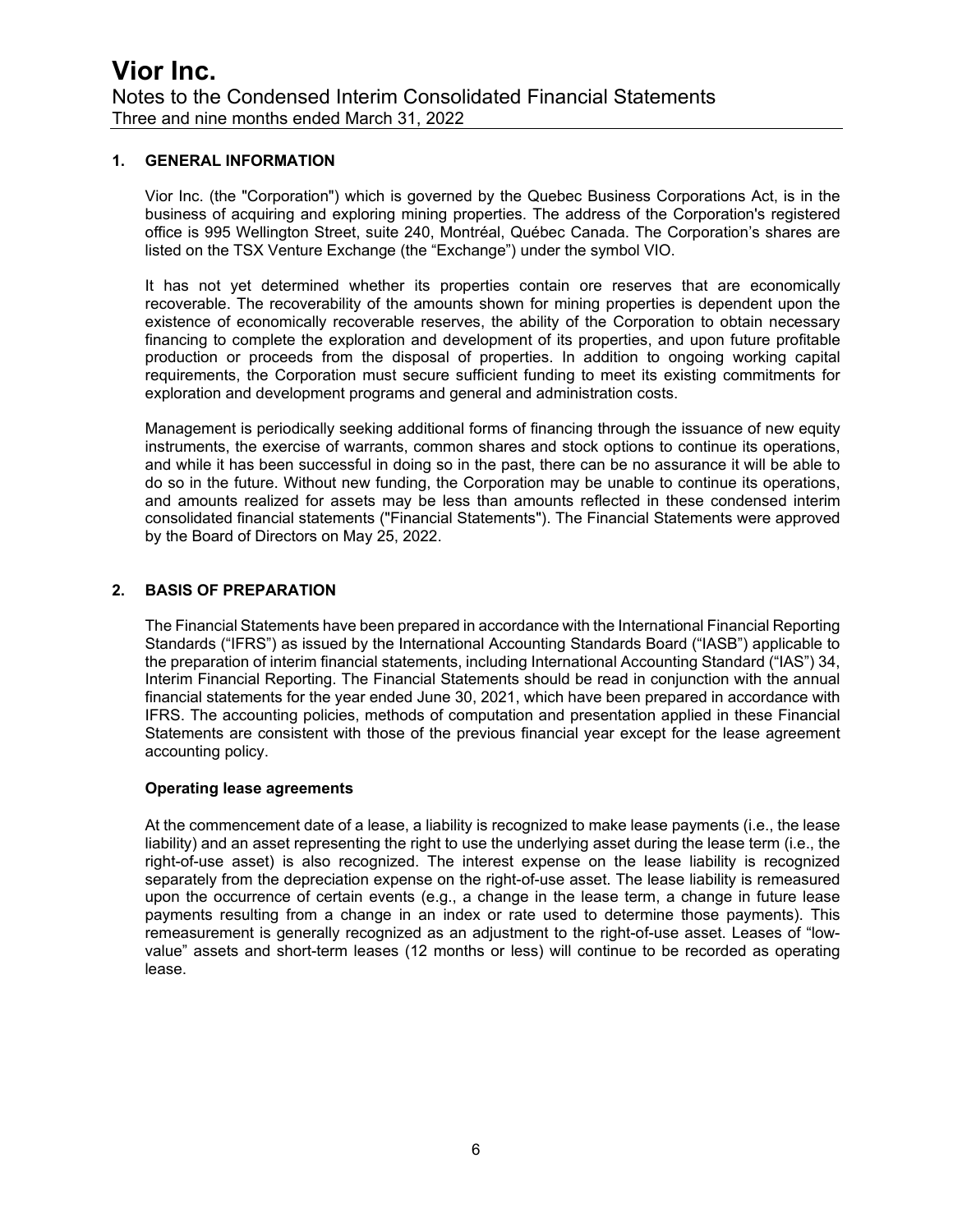## 1. GENERAL INFORMATION

Vior Inc. (the "Corporation") which is governed by the Quebec Business Corporations Act, is in the business of acquiring and exploring mining properties. The address of the Corporation's registered office is 995 Wellington Street, suite 240, Montréal, Québec Canada. The Corporation's shares are listed on the TSX Venture Exchange (the "Exchange") under the symbol VIO.

It has not yet determined whether its properties contain ore reserves that are economically recoverable. The recoverability of the amounts shown for mining properties is dependent upon the existence of economically recoverable reserves, the ability of the Corporation to obtain necessary financing to complete the exploration and development of its properties, and upon future profitable production or proceeds from the disposal of properties. In addition to ongoing working capital requirements, the Corporation must secure sufficient funding to meet its existing commitments for exploration and development programs and general and administration costs.

Management is periodically seeking additional forms of financing through the issuance of new equity instruments, the exercise of warrants, common shares and stock options to continue its operations, and while it has been successful in doing so in the past, there can be no assurance it will be able to do so in the future. Without new funding, the Corporation may be unable to continue its operations, and amounts realized for assets may be less than amounts reflected in these condensed interim consolidated financial statements ("Financial Statements"). The Financial Statements were approved by the Board of Directors on May 25, 2022.

## 2. BASIS OF PREPARATION

The Financial Statements have been prepared in accordance with the International Financial Reporting Standards ("IFRS") as issued by the International Accounting Standards Board ("IASB") applicable to the preparation of interim financial statements, including International Accounting Standard ("IAS") 34, Interim Financial Reporting. The Financial Statements should be read in conjunction with the annual financial statements for the year ended June 30, 2021, which have been prepared in accordance with IFRS. The accounting policies, methods of computation and presentation applied in these Financial Statements are consistent with those of the previous financial year except for the lease agreement accounting policy.

### Operating lease agreements

At the commencement date of a lease, a liability is recognized to make lease payments (i.e., the lease liability) and an asset representing the right to use the underlying asset during the lease term (i.e., the right-of-use asset) is also recognized. The interest expense on the lease liability is recognized separately from the depreciation expense on the right-of-use asset. The lease liability is remeasured upon the occurrence of certain events (e.g., a change in the lease term, a change in future lease payments resulting from a change in an index or rate used to determine those payments). This remeasurement is generally recognized as an adjustment to the right-of-use asset. Leases of "low-value" assets and short-term leases (12 months or less) will continue to be recorded as operating lease.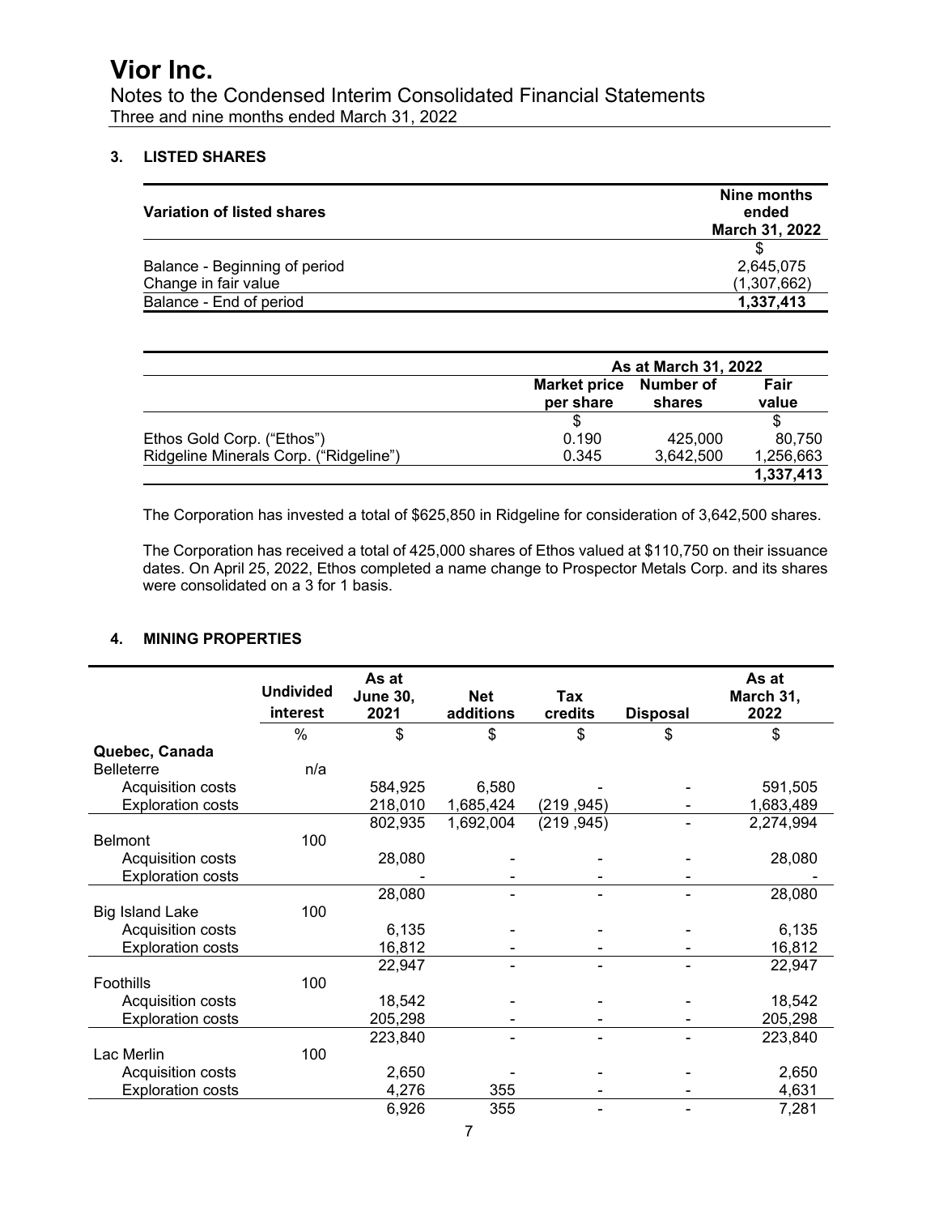# Vior Inc.

Notes to the Condensed Interim Consolidated Financial Statements
Three and nine months ended March 31, 2022

## 3. LISTED SHARES

| Variation of listed shares | Nine months ended March 31, 2022 |
|---|---|
| | $ |
| Balance - Beginning of period | 2,645,075 |
| Change in fair value | (1,307,662) |
| Balance - End of period | **1,337,413** |

| | As at March 31, 2022 | | |
|---|---|---|---|
| | Market price per share | Number of shares | Fair value |
| | $ | | $ |
| Ethos Gold Corp. (“Ethos”) | 0.190 | 425,000 | 80,750 |
| Ridgeline Minerals Corp. (“Ridgeline”) | 0.345 | 3,642,500 | 1,256,663 |
| | | | **1,337,413** |

The Corporation has invested a total of $625,850 in Ridgeline for consideration of 3,642,500 shares.

The Corporation has received a total of 425,000 shares of Ethos valued at $110,750 on their issuance dates. On April 25, 2022, Ethos completed a name change to Prospector Metals Corp. and its shares were consolidated on a 3 for 1 basis.

## 4. MINING PROPERTIES

| | Undivided interest | As at June 30, 2021 | Net additions | Tax credits | Disposal | As at March 31, 2022 |
|---|---|---|---|---|---|---|
| | % | $ | $ | $ | $ | $ |
| **Quebec, Canada** | | | | | | |
| Belleterre | n/a | | | | | |
| Acquisition costs | | 584,925 | 6,580 | - | - | 591,505 |
| Exploration costs | | 218,010 | 1,685,424 | (219 ,945) | - | 1,683,489 |
| | | 802,935 | 1,692,004 | (219 ,945) | - | 2,274,994 |
| Belmont | 100 | | | | | |
| Acquisition costs | | 28,080 | - | - | - | 28,080 |
| Exploration costs | | - | - | - | - | - |
| | | 28,080 | - | - | - | 28,080 |
| Big Island Lake | 100 | | | | | |
| Acquisition costs | | 6,135 | - | - | - | 6,135 |
| Exploration costs | | 16,812 | - | - | - | 16,812 |
| | | 22,947 | - | - | - | 22,947 |
| Foothills | 100 | | | | | |
| Acquisition costs | | 18,542 | - | - | - | 18,542 |
| Exploration costs | | 205,298 | - | - | - | 205,298 |
| | | 223,840 | - | - | - | 223,840 |
| Lac Merlin | 100 | | | | | |
| Acquisition costs | | 2,650 | - | - | - | 2,650 |
| Exploration costs | | 4,276 | 355 | - | - | 4,631 |
| | | 6,926 | 355 | - | - | 7,281 |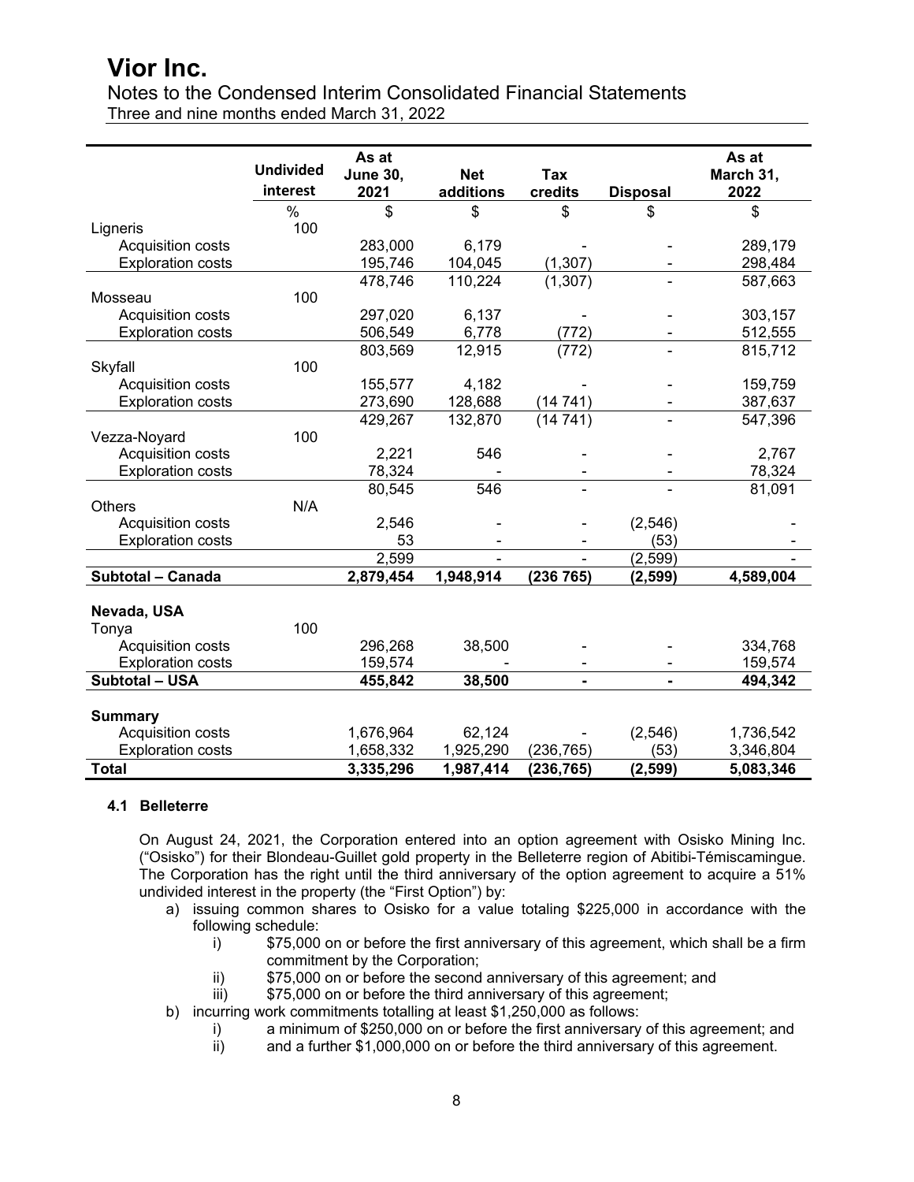|  | Undivided interest | As at June 30, 2021 | Net additions | Tax credits | Disposal | As at March 31, 2022 |
|---|---|---|---|---|---|---|
|  | % | $ | $ | $ | $ | $ |
| Ligneris | 100 |  |  |  |  |  |
| Acquisition costs |  | 283,000 | 6,179 | - | - | 289,179 |
| Exploration costs |  | 195,746 | 104,045 | (1,307) | - | 298,484 |
|  |  | 478,746 | 110,224 | (1,307) | - | 587,663 |
| Mosseau | 100 |  |  |  |  |  |
| Acquisition costs |  | 297,020 | 6,137 | - | - | 303,157 |
| Exploration costs |  | 506,549 | 6,778 | (772) | - | 512,555 |
|  |  | 803,569 | 12,915 | (772) | - | 815,712 |
| Skyfall | 100 |  |  |  |  |  |
| Acquisition costs |  | 155,577 | 4,182 | - | - | 159,759 |
| Exploration costs |  | 273,690 | 128,688 | (14 741) | - | 387,637 |
|  |  | 429,267 | 132,870 | (14 741) | - | 547,396 |
| Vezza-Noyard | 100 |  |  |  |  |  |
| Acquisition costs |  | 2,221 | 546 | - | - | 2,767 |
| Exploration costs |  | 78,324 | - | - | - | 78,324 |
|  |  | 80,545 | 546 | - | - | 81,091 |
| Others | N/A |  |  |  |  |  |
| Acquisition costs |  | 2,546 | - | - | (2,546) | - |
| Exploration costs |  | 53 | - | - | (53) | - |
|  |  | 2,599 | - | - | (2,599) | - |
| **Subtotal – Canada** |  | **2,879,454** | **1,948,914** | **(236 765)** | **(2,599)** | **4,589,004** |
|  |  |  |  |  |  |  |
| **Nevada, USA** |  |  |  |  |  |  |
| Tonya | 100 |  |  |  |  |  |
| Acquisition costs |  | 296,268 | 38,500 | - | - | 334,768 |
| Exploration costs |  | 159,574 | - | - | - | 159,574 |
| **Subtotal – USA** |  | **455,842** | **38,500** | **-** | **-** | **494,342** |
|  |  |  |  |  |  |  |
| **Summary** |  |  |  |  |  |  |
| Acquisition costs |  | 1,676,964 | 62,124 | - | (2,546) | 1,736,542 |
| Exploration costs |  | 1,658,332 | 1,925,290 | (236,765) | (53) | 3,346,804 |
| **Total** |  | **3,335,296** | **1,987,414** | **(236,765)** | **(2,599)** | **5,083,346** |

### 4.1 Belleterre

On August 24, 2021, the Corporation entered into an option agreement with Osisko Mining Inc. ("Osisko") for their Blondeau-Guillet gold property in the Belleterre region of Abitibi-Témiscamingue. The Corporation has the right until the third anniversary of the option agreement to acquire a 51% undivided interest in the property (the "First Option") by:

a) issuing common shares to Osisko for a value totaling $225,000 in accordance with the following schedule:
   i) $75,000 on or before the first anniversary of this agreement, which shall be a firm commitment by the Corporation;
   ii) $75,000 on or before the second anniversary of this agreement; and
   iii) $75,000 on or before the third anniversary of this agreement;
b) incurring work commitments totalling at least $1,250,000 as follows:
   i) a minimum of $250,000 on or before the first anniversary of this agreement; and
   ii) and a further $1,000,000 on or before the third anniversary of this agreement.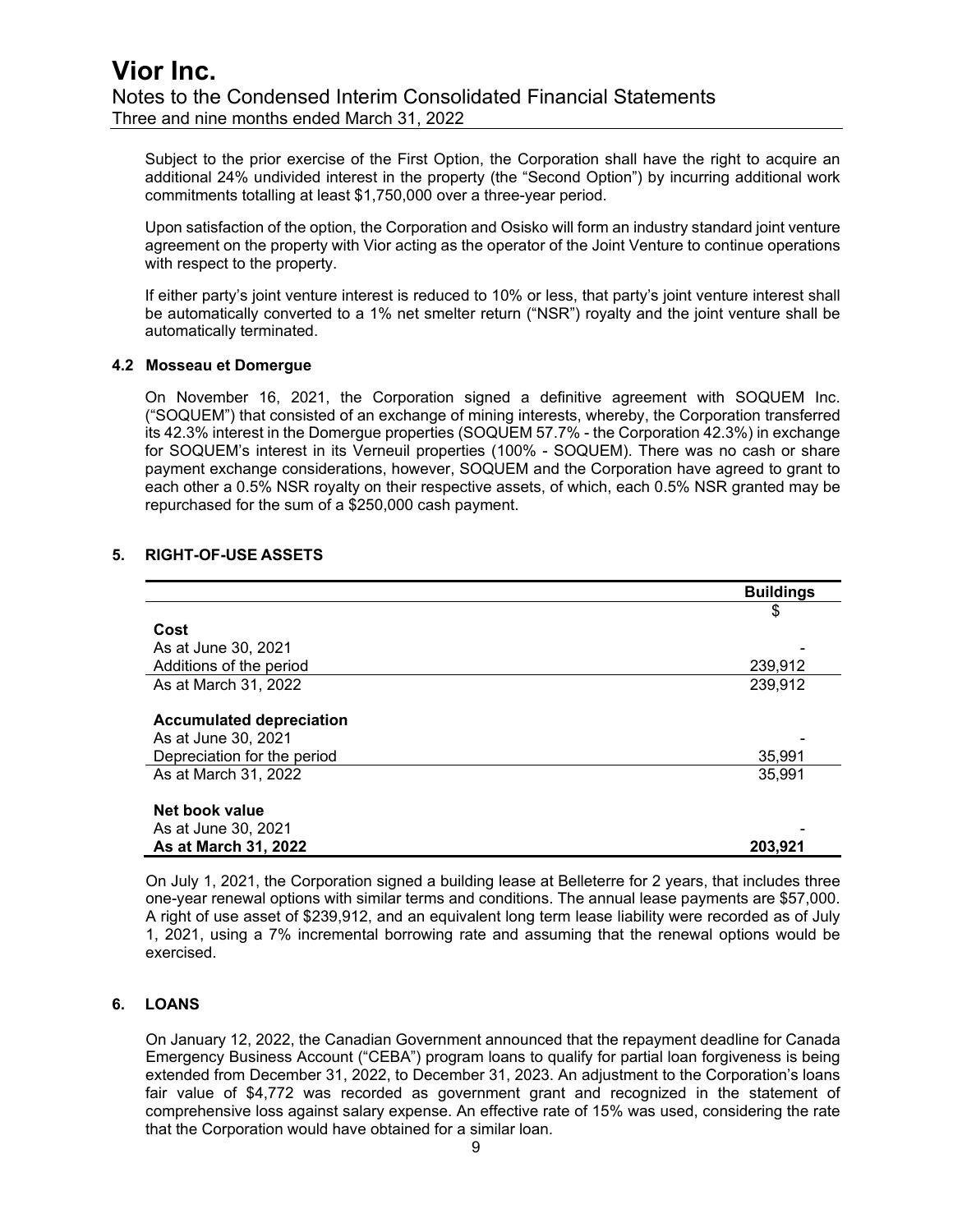Subject to the prior exercise of the First Option, the Corporation shall have the right to acquire an additional 24% undivided interest in the property (the "Second Option") by incurring additional work commitments totalling at least $1,750,000 over a three-year period.

Upon satisfaction of the option, the Corporation and Osisko will form an industry standard joint venture agreement on the property with Vior acting as the operator of the Joint Venture to continue operations with respect to the property.

If either party's joint venture interest is reduced to 10% or less, that party's joint venture interest shall be automatically converted to a 1% net smelter return ("NSR") royalty and the joint venture shall be automatically terminated.

### 4.2 Mosseau et Domergue

On November 16, 2021, the Corporation signed a definitive agreement with SOQUEM Inc. ("SOQUEM") that consisted of an exchange of mining interests, whereby, the Corporation transferred its 42.3% interest in the Domergue properties (SOQUEM 57.7% - the Corporation 42.3%) in exchange for SOQUEM's interest in its Verneuil properties (100% - SOQUEM). There was no cash or share payment exchange considerations, however, SOQUEM and the Corporation have agreed to grant to each other a 0.5% NSR royalty on their respective assets, of which, each 0.5% NSR granted may be repurchased for the sum of a $250,000 cash payment.

## 5. RIGHT-OF-USE ASSETS

| | Buildings |
|---|---|
| | $ |
| **Cost** | |
| As at June 30, 2021 | - |
| Additions of the period | 239,912 |
| As at March 31, 2022 | 239,912 |
| | |
| **Accumulated depreciation** | |
| As at June 30, 2021 | - |
| Depreciation for the period | 35,991 |
| As at March 31, 2022 | 35,991 |
| | |
| **Net book value** | |
| As at June 30, 2021 | - |
| **As at March 31, 2022** | **203,921** |

On July 1, 2021, the Corporation signed a building lease at Belleterre for 2 years, that includes three one-year renewal options with similar terms and conditions. The annual lease payments are $57,000. A right of use asset of $239,912, and an equivalent long term lease liability were recorded as of July 1, 2021, using a 7% incremental borrowing rate and assuming that the renewal options would be exercised.

## 6. LOANS

On January 12, 2022, the Canadian Government announced that the repayment deadline for Canada Emergency Business Account ("CEBA") program loans to qualify for partial loan forgiveness is being extended from December 31, 2022, to December 31, 2023. An adjustment to the Corporation's loans fair value of $4,772 was recorded as government grant and recognized in the statement of comprehensive loss against salary expense. An effective rate of 15% was used, considering the rate that the Corporation would have obtained for a similar loan.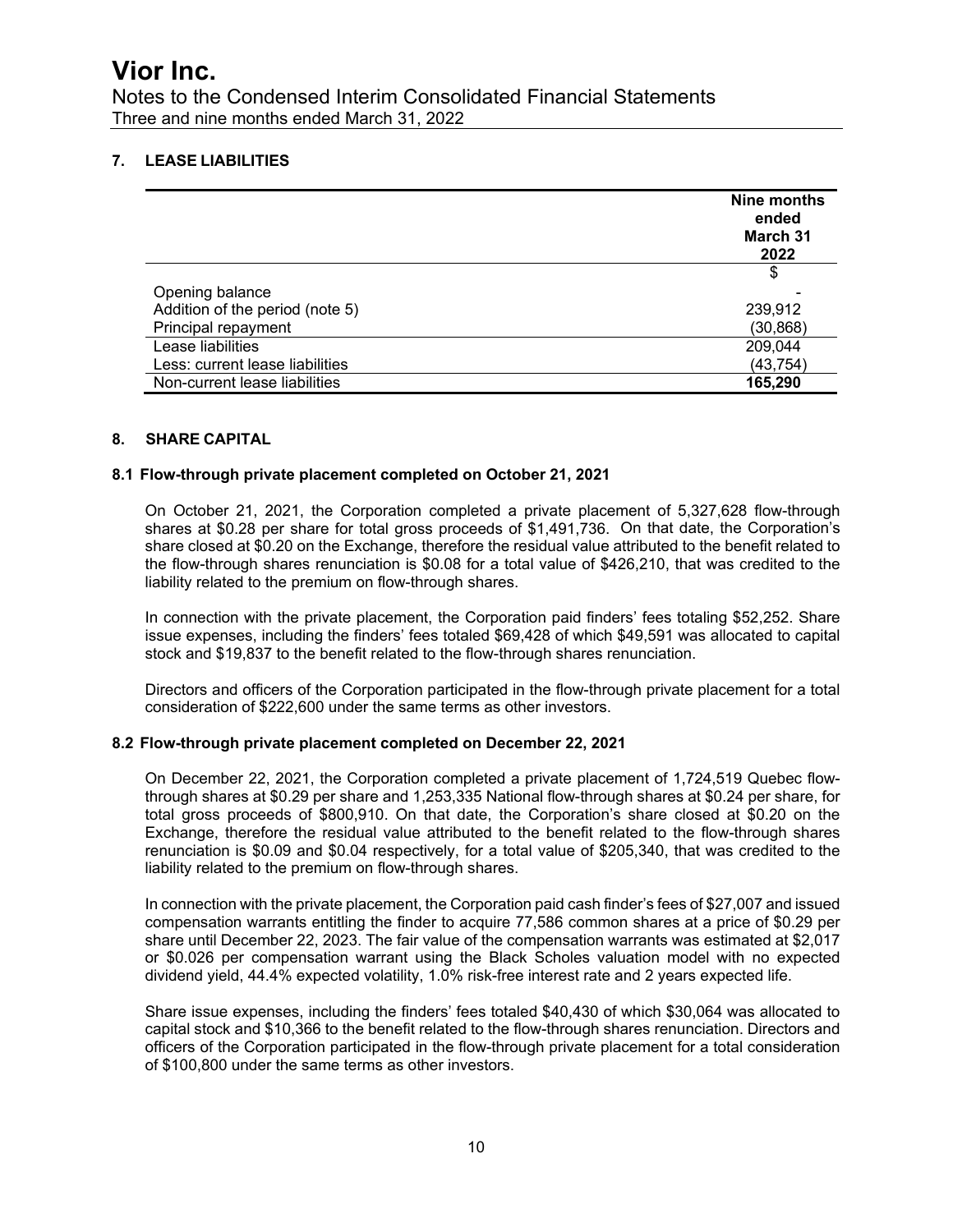## 7. LEASE LIABILITIES

| | Nine months ended March 31 2022 |
|---|---|
| | $ |
| Opening balance | - |
| Addition of the period (note 5) | 239,912 |
| Principal repayment | (30,868) |
| Lease liabilities | 209,044 |
| Less: current lease liabilities | (43,754) |
| Non-current lease liabilities | **165,290** |

## 8. SHARE CAPITAL

### 8.1 Flow-through private placement completed on October 21, 2021

On October 21, 2021, the Corporation completed a private placement of 5,327,628 flow-through shares at $0.28 per share for total gross proceeds of $1,491,736. On that date, the Corporation's share closed at $0.20 on the Exchange, therefore the residual value attributed to the benefit related to the flow-through shares renunciation is $0.08 for a total value of $426,210, that was credited to the liability related to the premium on flow-through shares.

In connection with the private placement, the Corporation paid finders' fees totaling $52,252. Share issue expenses, including the finders' fees totaled $69,428 of which $49,591 was allocated to capital stock and $19,837 to the benefit related to the flow-through shares renunciation.

Directors and officers of the Corporation participated in the flow-through private placement for a total consideration of $222,600 under the same terms as other investors.

### 8.2 Flow-through private placement completed on December 22, 2021

On December 22, 2021, the Corporation completed a private placement of 1,724,519 Quebec flow-through shares at $0.29 per share and 1,253,335 National flow-through shares at $0.24 per share, for total gross proceeds of $800,910. On that date, the Corporation's share closed at $0.20 on the Exchange, therefore the residual value attributed to the benefit related to the flow-through shares renunciation is $0.09 and $0.04 respectively, for a total value of $205,340, that was credited to the liability related to the premium on flow-through shares.

In connection with the private placement, the Corporation paid cash finder's fees of $27,007 and issued compensation warrants entitling the finder to acquire 77,586 common shares at a price of $0.29 per share until December 22, 2023. The fair value of the compensation warrants was estimated at $2,017 or $0.026 per compensation warrant using the Black Scholes valuation model with no expected dividend yield, 44.4% expected volatility, 1.0% risk-free interest rate and 2 years expected life.

Share issue expenses, including the finders' fees totaled $40,430 of which $30,064 was allocated to capital stock and $10,366 to the benefit related to the flow-through shares renunciation. Directors and officers of the Corporation participated in the flow-through private placement for a total consideration of $100,800 under the same terms as other investors.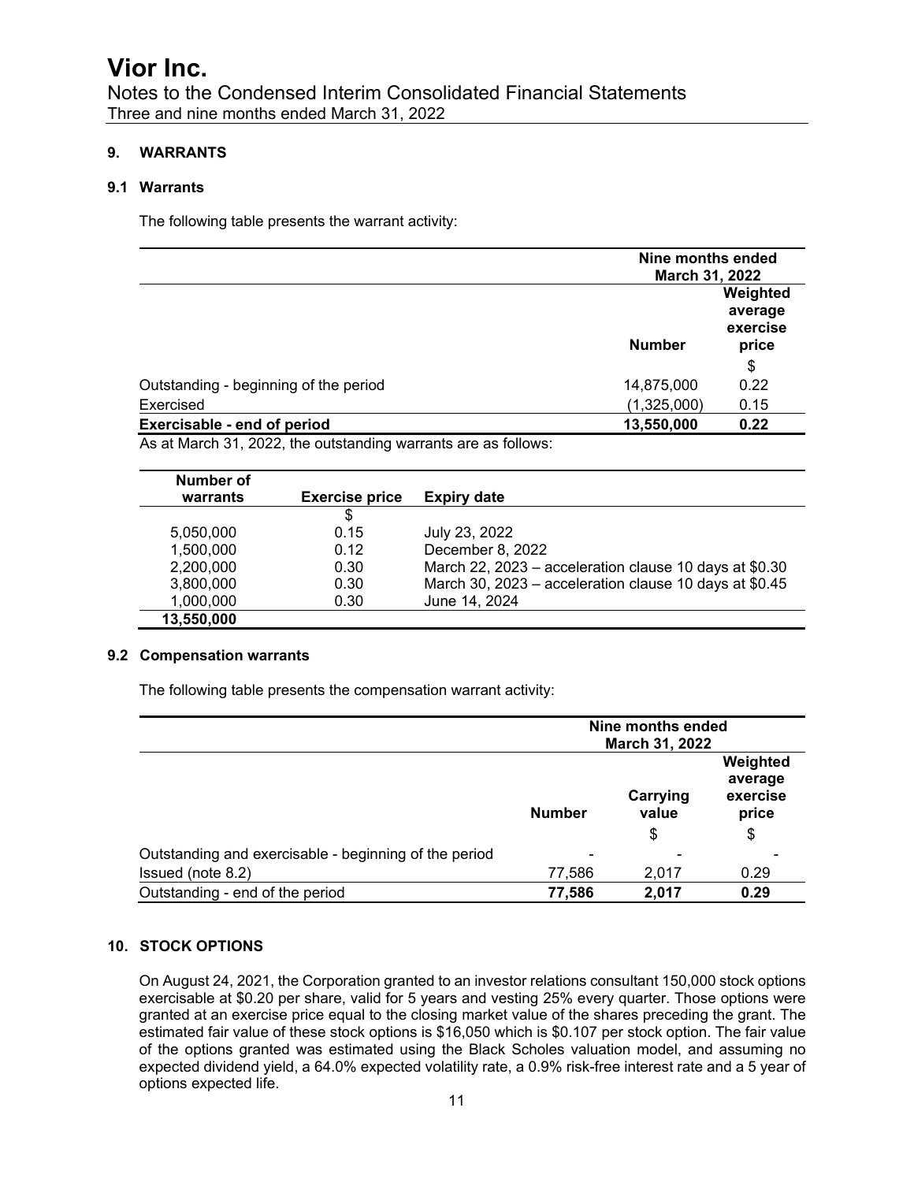## 9. WARRANTS

### 9.1 Warrants

The following table presents the warrant activity:

| | Nine months ended March 31, 2022 | |
|---|---|---|
| | Number | Weighted average exercise price |
| | | $ |
| Outstanding - beginning of the period | 14,875,000 | 0.22 |
| Exercised | (1,325,000) | 0.15 |
| **Exercisable - end of period** | **13,550,000** | **0.22** |

As at March 31, 2022, the outstanding warrants are as follows:

| Number of warrants | Exercise price | Expiry date |
|---|---|---|
| | $ | |
| 5,050,000 | 0.15 | July 23, 2022 |
| 1,500,000 | 0.12 | December 8, 2022 |
| 2,200,000 | 0.30 | March 22, 2023 – acceleration clause 10 days at $0.30 |
| 3,800,000 | 0.30 | March 30, 2023 – acceleration clause 10 days at $0.45 |
| 1,000,000 | 0.30 | June 14, 2024 |
| **13,550,000** | | |

### 9.2 Compensation warrants

The following table presents the compensation warrant activity:

| | Nine months ended March 31, 2022 | | |
|---|---|---|---|
| | Number | Carrying value | Weighted average exercise price |
| | | $ | $ |
| Outstanding and exercisable - beginning of the period | - | - | - |
| Issued (note 8.2) | 77,586 | 2,017 | 0.29 |
| Outstanding - end of the period | **77,586** | **2,017** | **0.29** |

## 10. STOCK OPTIONS

On August 24, 2021, the Corporation granted to an investor relations consultant 150,000 stock options exercisable at $0.20 per share, valid for 5 years and vesting 25% every quarter. Those options were granted at an exercise price equal to the closing market value of the shares preceding the grant. The estimated fair value of these stock options is $16,050 which is $0.107 per stock option. The fair value of the options granted was estimated using the Black Scholes valuation model, and assuming no expected dividend yield, a 64.0% expected volatility rate, a 0.9% risk-free interest rate and a 5 year of options expected life.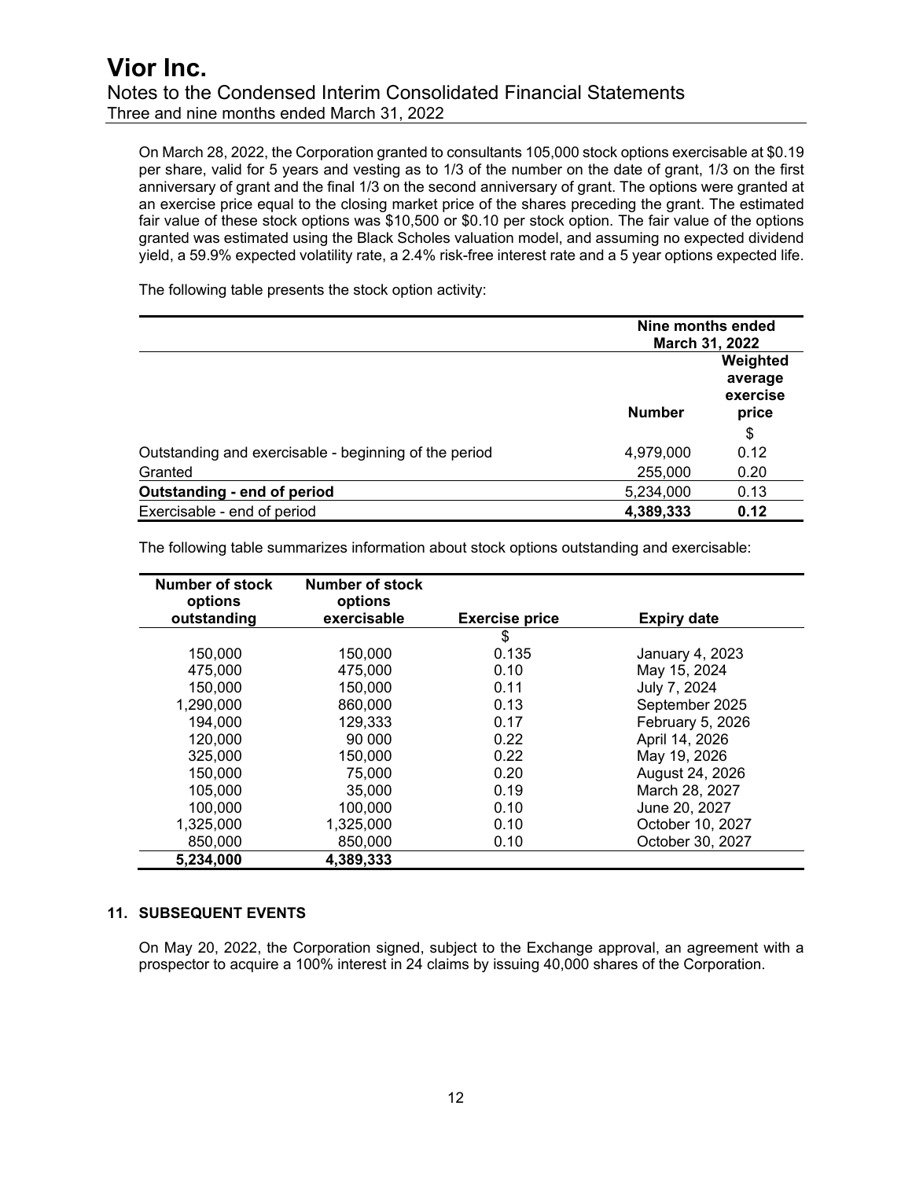On March 28, 2022, the Corporation granted to consultants 105,000 stock options exercisable at $0.19 per share, valid for 5 years and vesting as to 1/3 of the number on the date of grant, 1/3 on the first anniversary of grant and the final 1/3 on the second anniversary of grant. The options were granted at an exercise price equal to the closing market price of the shares preceding the grant. The estimated fair value of these stock options was $10,500 or $0.10 per stock option. The fair value of the options granted was estimated using the Black Scholes valuation model, and assuming no expected dividend yield, a 59.9% expected volatility rate, a 2.4% risk-free interest rate and a 5 year options expected life.

The following table presents the stock option activity:

| | Nine months ended March 31, 2022 | |
|---|---|---|
| | **Number** | **Weighted average exercise price** |
| | | $ |
| Outstanding and exercisable - beginning of the period | 4,979,000 | 0.12 |
| Granted | 255,000 | 0.20 |
| **Outstanding - end of period** | 5,234,000 | 0.13 |
| Exercisable - end of period | **4,389,333** | **0.12** |

The following table summarizes information about stock options outstanding and exercisable:

| Number of stock options outstanding | Number of stock options exercisable | Exercise price | Expiry date |
|---|---|---|---|
| | | $ | |
| 150,000 | 150,000 | 0.135 | January 4, 2023 |
| 475,000 | 475,000 | 0.10 | May 15, 2024 |
| 150,000 | 150,000 | 0.11 | July 7, 2024 |
| 1,290,000 | 860,000 | 0.13 | September 2025 |
| 194,000 | 129,333 | 0.17 | February 5, 2026 |
| 120,000 | 90 000 | 0.22 | April 14, 2026 |
| 325,000 | 150,000 | 0.22 | May 19, 2026 |
| 150,000 | 75,000 | 0.20 | August 24, 2026 |
| 105,000 | 35,000 | 0.19 | March 28, 2027 |
| 100,000 | 100,000 | 0.10 | June 20, 2027 |
| 1,325,000 | 1,325,000 | 0.10 | October 10, 2027 |
| 850,000 | 850,000 | 0.10 | October 30, 2027 |
| **5,234,000** | **4,389,333** | | |

## 11. SUBSEQUENT EVENTS

On May 20, 2022, the Corporation signed, subject to the Exchange approval, an agreement with a prospector to acquire a 100% interest in 24 claims by issuing 40,000 shares of the Corporation.